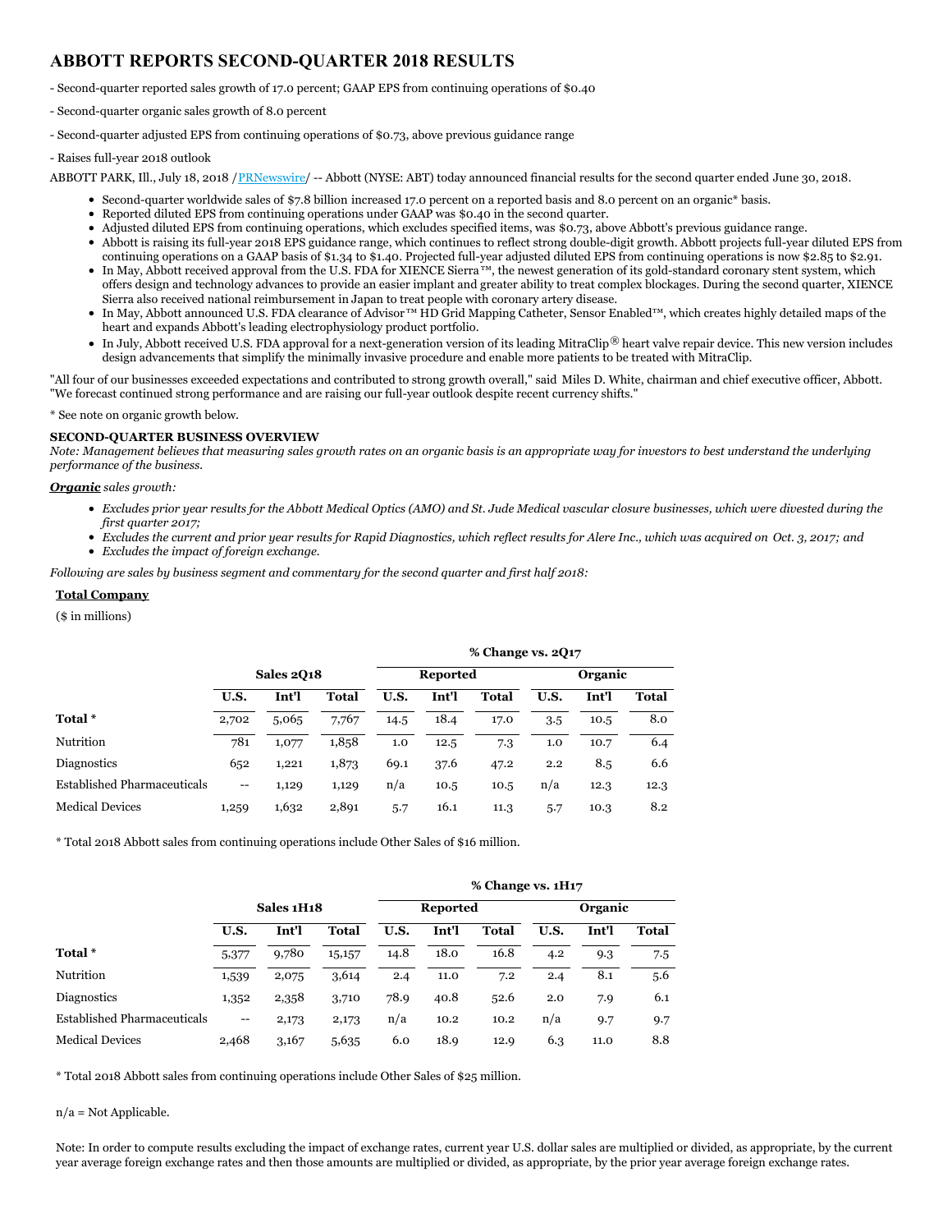# ABBOTT REPORTS SECOND-QUARTER 2018 RESULTS

- Second-quarter reported sales growth of 17.0 percent; GAAP EPS from continuing operations of $0.40

- Second-quarter organic sales growth of 8.0 percent

- Second-quarter adjusted EPS from continuing operations of $0.73, above previous guidance range

- Raises full-year 2018 outlook

ABBOTT PARK, Ill., July 18, 2018 /PRNewswire/ -- Abbott (NYSE: ABT) today announced financial results for the second quarter ended June 30, 2018.

- Second-quarter worldwide sales of $7.8 billion increased 17.0 percent on a reported basis and 8.0 percent on an organic* basis.
- Reported diluted EPS from continuing operations under GAAP was $0.40 in the second quarter.
- Adjusted diluted EPS from continuing operations, which excludes specified items, was $0.73, above Abbott's previous guidance range.
- Abbott is raising its full-year 2018 EPS guidance range, which continues to reflect strong double-digit growth. Abbott projects full-year diluted EPS from continuing operations on a GAAP basis of $1.34 to $1.40. Projected full-year adjusted diluted EPS from continuing operations is now $2.85 to $2.91.
- In May, Abbott received approval from the U.S. FDA for XIENCE Sierra™, the newest generation of its gold-standard coronary stent system, which offers design and technology advances to provide an easier implant and greater ability to treat complex blockages. During the second quarter, XIENCE Sierra also received national reimbursement in Japan to treat people with coronary artery disease.
- In May, Abbott announced U.S. FDA clearance of Advisor™ HD Grid Mapping Catheter, Sensor Enabled™, which creates highly detailed maps of the heart and expands Abbott's leading electrophysiology product portfolio.
- In July, Abbott received U.S. FDA approval for a next-generation version of its leading MitraClip® heart valve repair device. This new version includes design advancements that simplify the minimally invasive procedure and enable more patients to be treated with MitraClip.

"All four of our businesses exceeded expectations and contributed to strong growth overall," said Miles D. White, chairman and chief executive officer, Abbott. "We forecast continued strong performance and are raising our full-year outlook despite recent currency shifts."

\* See note on organic growth below.

**SECOND-QUARTER BUSINESS OVERVIEW**

*Note: Management believes that measuring sales growth rates on an organic basis is an appropriate way for investors to best understand the underlying performance of the business.*

***Organic*** *sales growth:*

- *Excludes prior year results for the Abbott Medical Optics (AMO) and St. Jude Medical vascular closure businesses, which were divested during the first quarter 2017;*
- *Excludes the current and prior year results for Rapid Diagnostics, which reflect results for Alere Inc., which was acquired on Oct. 3, 2017; and*
- *Excludes the impact of foreign exchange.*

*Following are sales by business segment and commentary for the second quarter and first half 2018:*

**Total Company**

($ in millions)

| | Sales 2Q18 | | | % Change vs. 2Q17 | | | | | |
|---|---|---|---|---|---|---|---|---|---|
| | | | | Reported | | | Organic | | |
| | U.S. | Int'l | Total | U.S. | Int'l | Total | U.S. | Int'l | Total |
| **Total \*** | 2,702 | 5,065 | 7,767 | 14.5 | 18.4 | 17.0 | 3.5 | 10.5 | 8.0 |
| Nutrition | 781 | 1,077 | 1,858 | 1.0 | 12.5 | 7.3 | 1.0 | 10.7 | 6.4 |
| Diagnostics | 652 | 1,221 | 1,873 | 69.1 | 37.6 | 47.2 | 2.2 | 8.5 | 6.6 |
| Established Pharmaceuticals | -- | 1,129 | 1,129 | n/a | 10.5 | 10.5 | n/a | 12.3 | 12.3 |
| Medical Devices | 1,259 | 1,632 | 2,891 | 5.7 | 16.1 | 11.3 | 5.7 | 10.3 | 8.2 |

\* Total 2018 Abbott sales from continuing operations include Other Sales of $16 million.

| | Sales 1H18 | | | % Change vs. 1H17 | | | | | |
|---|---|---|---|---|---|---|---|---|---|
| | | | | Reported | | | Organic | | |
| | U.S. | Int'l | Total | U.S. | Int'l | Total | U.S. | Int'l | Total |
| **Total \*** | 5,377 | 9,780 | 15,157 | 14.8 | 18.0 | 16.8 | 4.2 | 9.3 | 7.5 |
| Nutrition | 1,539 | 2,075 | 3,614 | 2.4 | 11.0 | 7.2 | 2.4 | 8.1 | 5.6 |
| Diagnostics | 1,352 | 2,358 | 3,710 | 78.9 | 40.8 | 52.6 | 2.0 | 7.9 | 6.1 |
| Established Pharmaceuticals | -- | 2,173 | 2,173 | n/a | 10.2 | 10.2 | n/a | 9.7 | 9.7 |
| Medical Devices | 2,468 | 3,167 | 5,635 | 6.0 | 18.9 | 12.9 | 6.3 | 11.0 | 8.8 |

\* Total 2018 Abbott sales from continuing operations include Other Sales of $25 million.

n/a = Not Applicable.

Note: In order to compute results excluding the impact of exchange rates, current year U.S. dollar sales are multiplied or divided, as appropriate, by the current year average foreign exchange rates and then those amounts are multiplied or divided, as appropriate, by the prior year average foreign exchange rates.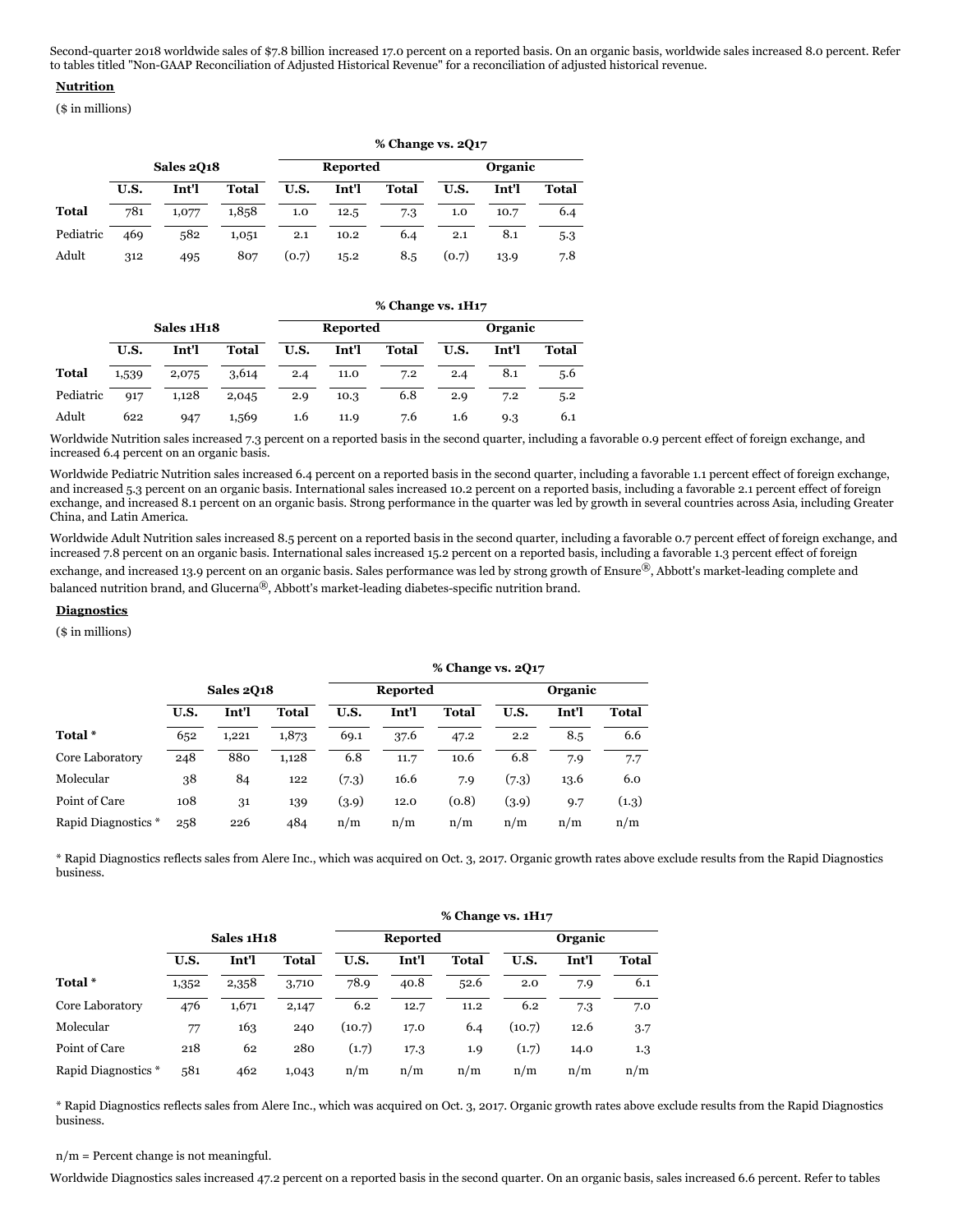Second-quarter 2018 worldwide sales of $7.8 billion increased 17.0 percent on a reported basis. On an organic basis, worldwide sales increased 8.0 percent. Refer to tables titled "Non-GAAP Reconciliation of Adjusted Historical Revenue" for a reconciliation of adjusted historical revenue.

**Nutrition**

($ in millions)

| | Sales 2Q18 | | | % Change vs. 2Q17 | | | | | |
|---|---|---|---|---|---|---|---|---|---|
| | | | | Reported | | | Organic | | |
| | U.S. | Int'l | Total | U.S. | Int'l | Total | U.S. | Int'l | Total |
| **Total** | 781 | 1,077 | 1,858 | 1.0 | 12.5 | 7.3 | 1.0 | 10.7 | 6.4 |
| Pediatric | 469 | 582 | 1,051 | 2.1 | 10.2 | 6.4 | 2.1 | 8.1 | 5.3 |
| Adult | 312 | 495 | 807 | (0.7) | 15.2 | 8.5 | (0.7) | 13.9 | 7.8 |

| | Sales 1H18 | | | % Change vs. 1H17 | | | | | |
|---|---|---|---|---|---|---|---|---|---|
| | | | | Reported | | | Organic | | |
| | U.S. | Int'l | Total | U.S. | Int'l | Total | U.S. | Int'l | Total |
| **Total** | 1,539 | 2,075 | 3,614 | 2.4 | 11.0 | 7.2 | 2.4 | 8.1 | 5.6 |
| Pediatric | 917 | 1,128 | 2,045 | 2.9 | 10.3 | 6.8 | 2.9 | 7.2 | 5.2 |
| Adult | 622 | 947 | 1,569 | 1.6 | 11.9 | 7.6 | 1.6 | 9.3 | 6.1 |

Worldwide Nutrition sales increased 7.3 percent on a reported basis in the second quarter, including a favorable 0.9 percent effect of foreign exchange, and increased 6.4 percent on an organic basis.

Worldwide Pediatric Nutrition sales increased 6.4 percent on a reported basis in the second quarter, including a favorable 1.1 percent effect of foreign exchange, and increased 5.3 percent on an organic basis. International sales increased 10.2 percent on a reported basis, including a favorable 2.1 percent effect of foreign exchange, and increased 8.1 percent on an organic basis. Strong performance in the quarter was led by growth in several countries across Asia, including Greater China, and Latin America.

Worldwide Adult Nutrition sales increased 8.5 percent on a reported basis in the second quarter, including a favorable 0.7 percent effect of foreign exchange, and increased 7.8 percent on an organic basis. International sales increased 15.2 percent on a reported basis, including a favorable 1.3 percent effect of foreign exchange, and increased 13.9 percent on an organic basis. Sales performance was led by strong growth of Ensure®, Abbott's market-leading complete and balanced nutrition brand, and Glucerna®, Abbott's market-leading diabetes-specific nutrition brand.

**Diagnostics**

($ in millions)

| | Sales 2Q18 | | | % Change vs. 2Q17 | | | | | |
|---|---|---|---|---|---|---|---|---|---|
| | | | | Reported | | | Organic | | |
| | U.S. | Int'l | Total | U.S. | Int'l | Total | U.S. | Int'l | Total |
| **Total** * | 652 | 1,221 | 1,873 | 69.1 | 37.6 | 47.2 | 2.2 | 8.5 | 6.6 |
| Core Laboratory | 248 | 880 | 1,128 | 6.8 | 11.7 | 10.6 | 6.8 | 7.9 | 7.7 |
| Molecular | 38 | 84 | 122 | (7.3) | 16.6 | 7.9 | (7.3) | 13.6 | 6.0 |
| Point of Care | 108 | 31 | 139 | (3.9) | 12.0 | (0.8) | (3.9) | 9.7 | (1.3) |
| Rapid Diagnostics * | 258 | 226 | 484 | n/m | n/m | n/m | n/m | n/m | n/m |

\* Rapid Diagnostics reflects sales from Alere Inc., which was acquired on Oct. 3, 2017. Organic growth rates above exclude results from the Rapid Diagnostics business.

| | Sales 1H18 | | | % Change vs. 1H17 | | | | | |
|---|---|---|---|---|---|---|---|---|---|
| | | | | Reported | | | Organic | | |
| | U.S. | Int'l | Total | U.S. | Int'l | Total | U.S. | Int'l | Total |
| **Total** * | 1,352 | 2,358 | 3,710 | 78.9 | 40.8 | 52.6 | 2.0 | 7.9 | 6.1 |
| Core Laboratory | 476 | 1,671 | 2,147 | 6.2 | 12.7 | 11.2 | 6.2 | 7.3 | 7.0 |
| Molecular | 77 | 163 | 240 | (10.7) | 17.0 | 6.4 | (10.7) | 12.6 | 3.7 |
| Point of Care | 218 | 62 | 280 | (1.7) | 17.3 | 1.9 | (1.7) | 14.0 | 1.3 |
| Rapid Diagnostics * | 581 | 462 | 1,043 | n/m | n/m | n/m | n/m | n/m | n/m |

\* Rapid Diagnostics reflects sales from Alere Inc., which was acquired on Oct. 3, 2017. Organic growth rates above exclude results from the Rapid Diagnostics business.

n/m = Percent change is not meaningful.

Worldwide Diagnostics sales increased 47.2 percent on a reported basis in the second quarter. On an organic basis, sales increased 6.6 percent. Refer to tables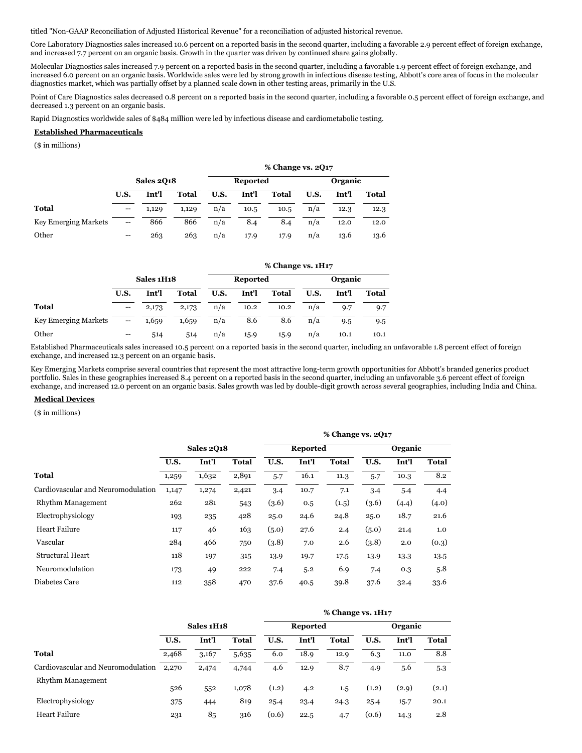titled "Non-GAAP Reconciliation of Adjusted Historical Revenue" for a reconciliation of adjusted historical revenue.

Core Laboratory Diagnostics sales increased 10.6 percent on a reported basis in the second quarter, including a favorable 2.9 percent effect of foreign exchange, and increased 7.7 percent on an organic basis. Growth in the quarter was driven by continued share gains globally.

Molecular Diagnostics sales increased 7.9 percent on a reported basis in the second quarter, including a favorable 1.9 percent effect of foreign exchange, and increased 6.0 percent on an organic basis. Worldwide sales were led by strong growth in infectious disease testing, Abbott's core area of focus in the molecular diagnostics market, which was partially offset by a planned scale down in other testing areas, primarily in the U.S.

Point of Care Diagnostics sales decreased 0.8 percent on a reported basis in the second quarter, including a favorable 0.5 percent effect of foreign exchange, and decreased 1.3 percent on an organic basis.

Rapid Diagnostics worldwide sales of $484 million were led by infectious disease and cardiometabolic testing.

**Established Pharmaceuticals**

($ in millions)

| | Sales 2Q18 | | | % Change vs. 2Q17 | | | | | |
|---|---|---|---|---|---|---|---|---|---|
| | | | | Reported | | | Organic | | |
| | U.S. | Int'l | Total | U.S. | Int'l | Total | U.S. | Int'l | Total |
| **Total** | -- | 1,129 | 1,129 | n/a | 10.5 | 10.5 | n/a | 12.3 | 12.3 |
| Key Emerging Markets | -- | 866 | 866 | n/a | 8.4 | 8.4 | n/a | 12.0 | 12.0 |
| Other | -- | 263 | 263 | n/a | 17.9 | 17.9 | n/a | 13.6 | 13.6 |

| | Sales 1H18 | | | % Change vs. 1H17 | | | | | |
|---|---|---|---|---|---|---|---|---|---|
| | | | | Reported | | | Organic | | |
| | U.S. | Int'l | Total | U.S. | Int'l | Total | U.S. | Int'l | Total |
| **Total** | -- | 2,173 | 2,173 | n/a | 10.2 | 10.2 | n/a | 9.7 | 9.7 |
| Key Emerging Markets | -- | 1,659 | 1,659 | n/a | 8.6 | 8.6 | n/a | 9.5 | 9.5 |
| Other | -- | 514 | 514 | n/a | 15.9 | 15.9 | n/a | 10.1 | 10.1 |

Established Pharmaceuticals sales increased 10.5 percent on a reported basis in the second quarter, including an unfavorable 1.8 percent effect of foreign exchange, and increased 12.3 percent on an organic basis.

Key Emerging Markets comprise several countries that represent the most attractive long-term growth opportunities for Abbott's branded generics product portfolio. Sales in these geographies increased 8.4 percent on a reported basis in the second quarter, including an unfavorable 3.6 percent effect of foreign exchange, and increased 12.0 percent on an organic basis. Sales growth was led by double-digit growth across several geographies, including India and China.

**Medical Devices**

($ in millions)

| | Sales 2Q18 | | | % Change vs. 2Q17 | | | | | |
|---|---|---|---|---|---|---|---|---|---|
| | | | | Reported | | | Organic | | |
| | U.S. | Int'l | Total | U.S. | Int'l | Total | U.S. | Int'l | Total |
| **Total** | 1,259 | 1,632 | 2,891 | 5.7 | 16.1 | 11.3 | 5.7 | 10.3 | 8.2 |
| Cardiovascular and Neuromodulation | 1,147 | 1,274 | 2,421 | 3.4 | 10.7 | 7.1 | 3.4 | 5.4 | 4.4 |
| Rhythm Management | 262 | 281 | 543 | (3.6) | 0.5 | (1.5) | (3.6) | (4.4) | (4.0) |
| Electrophysiology | 193 | 235 | 428 | 25.0 | 24.6 | 24.8 | 25.0 | 18.7 | 21.6 |
| Heart Failure | 117 | 46 | 163 | (5.0) | 27.6 | 2.4 | (5.0) | 21.4 | 1.0 |
| Vascular | 284 | 466 | 750 | (3.8) | 7.0 | 2.6 | (3.8) | 2.0 | (0.3) |
| Structural Heart | 118 | 197 | 315 | 13.9 | 19.7 | 17.5 | 13.9 | 13.3 | 13.5 |
| Neuromodulation | 173 | 49 | 222 | 7.4 | 5.2 | 6.9 | 7.4 | 0.3 | 5.8 |
| Diabetes Care | 112 | 358 | 470 | 37.6 | 40.5 | 39.8 | 37.6 | 32.4 | 33.6 |

| | Sales 1H18 | | | % Change vs. 1H17 | | | | | |
|---|---|---|---|---|---|---|---|---|---|
| | | | | Reported | | | Organic | | |
| | U.S. | Int'l | Total | U.S. | Int'l | Total | U.S. | Int'l | Total |
| **Total** | 2,468 | 3,167 | 5,635 | 6.0 | 18.9 | 12.9 | 6.3 | 11.0 | 8.8 |
| Cardiovascular and Neuromodulation | 2,270 | 2,474 | 4,744 | 4.6 | 12.9 | 8.7 | 4.9 | 5.6 | 5.3 |
| Rhythm Management | 526 | 552 | 1,078 | (1.2) | 4.2 | 1.5 | (1.2) | (2.9) | (2.1) |
| Electrophysiology | 375 | 444 | 819 | 25.4 | 23.4 | 24.3 | 25.4 | 15.7 | 20.1 |
| Heart Failure | 231 | 85 | 316 | (0.6) | 22.5 | 4.7 | (0.6) | 14.3 | 2.8 |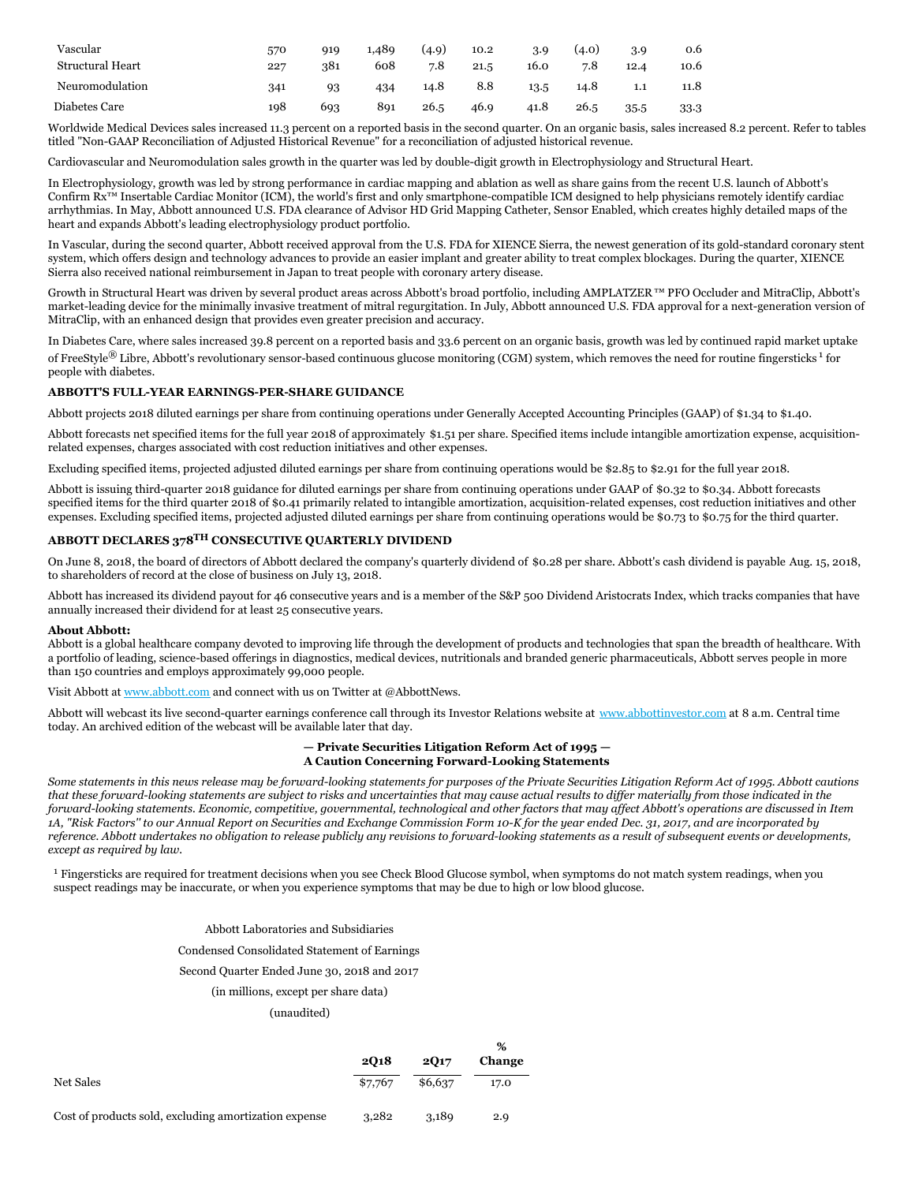| Vascular | 570 | 919 | 1,489 | (4.9) | 10.2 | 3.9 | (4.0) | 3.9 | 0.6 |
|---|---|---|---|---|---|---|---|---|---|
| Structural Heart | 227 | 381 | 608 | 7.8 | 21.5 | 16.0 | 7.8 | 12.4 | 10.6 |
| Neuromodulation | 341 | 93 | 434 | 14.8 | 8.8 | 13.5 | 14.8 | 1.1 | 11.8 |
| Diabetes Care | 198 | 693 | 891 | 26.5 | 46.9 | 41.8 | 26.5 | 35.5 | 33.3 |

Worldwide Medical Devices sales increased 11.3 percent on a reported basis in the second quarter. On an organic basis, sales increased 8.2 percent. Refer to tables titled "Non-GAAP Reconciliation of Adjusted Historical Revenue" for a reconciliation of adjusted historical revenue.

Cardiovascular and Neuromodulation sales growth in the quarter was led by double-digit growth in Electrophysiology and Structural Heart.

In Electrophysiology, growth was led by strong performance in cardiac mapping and ablation as well as share gains from the recent U.S. launch of Abbott's Confirm Rx™ Insertable Cardiac Monitor (ICM), the world's first and only smartphone-compatible ICM designed to help physicians remotely identify cardiac arrhythmias. In May, Abbott announced U.S. FDA clearance of Advisor HD Grid Mapping Catheter, Sensor Enabled, which creates highly detailed maps of the heart and expands Abbott's leading electrophysiology product portfolio.

In Vascular, during the second quarter, Abbott received approval from the U.S. FDA for XIENCE Sierra, the newest generation of its gold-standard coronary stent system, which offers design and technology advances to provide an easier implant and greater ability to treat complex blockages. During the quarter, XIENCE Sierra also received national reimbursement in Japan to treat people with coronary artery disease.

Growth in Structural Heart was driven by several product areas across Abbott's broad portfolio, including AMPLATZER™ PFO Occluder and MitraClip, Abbott's market-leading device for the minimally invasive treatment of mitral regurgitation. In July, Abbott announced U.S. FDA approval for a next-generation version of MitraClip, with an enhanced design that provides even greater precision and accuracy.

In Diabetes Care, where sales increased 39.8 percent on a reported basis and 33.6 percent on an organic basis, growth was led by continued rapid market uptake of FreeStyle® Libre, Abbott's revolutionary sensor-based continuous glucose monitoring (CGM) system, which removes the need for routine fingersticks[1] for people with diabetes.

**ABBOTT'S FULL-YEAR EARNINGS-PER-SHARE GUIDANCE**

Abbott projects 2018 diluted earnings per share from continuing operations under Generally Accepted Accounting Principles (GAAP) of $1.34 to $1.40.

Abbott forecasts net specified items for the full year 2018 of approximately $1.51 per share. Specified items include intangible amortization expense, acquisition-related expenses, charges associated with cost reduction initiatives and other expenses.

Excluding specified items, projected adjusted diluted earnings per share from continuing operations would be $2.85 to $2.91 for the full year 2018.

Abbott is issuing third-quarter 2018 guidance for diluted earnings per share from continuing operations under GAAP of $0.32 to $0.34. Abbott forecasts specified items for the third quarter 2018 of $0.41 primarily related to intangible amortization, acquisition-related expenses, cost reduction initiatives and other expenses. Excluding specified items, projected adjusted diluted earnings per share from continuing operations would be $0.73 to $0.75 for the third quarter.

**ABBOTT DECLARES 378TH CONSECUTIVE QUARTERLY DIVIDEND**

On June 8, 2018, the board of directors of Abbott declared the company's quarterly dividend of $0.28 per share. Abbott's cash dividend is payable Aug. 15, 2018, to shareholders of record at the close of business on July 13, 2018.

Abbott has increased its dividend payout for 46 consecutive years and is a member of the S&P 500 Dividend Aristocrats Index, which tracks companies that have annually increased their dividend for at least 25 consecutive years.

**About Abbott:**
Abbott is a global healthcare company devoted to improving life through the development of products and technologies that span the breadth of healthcare. With a portfolio of leading, science-based offerings in diagnostics, medical devices, nutritionals and branded generic pharmaceuticals, Abbott serves people in more than 150 countries and employs approximately 99,000 people.

Visit Abbott at www.abbott.com and connect with us on Twitter at @AbbottNews.

Abbott will webcast its live second-quarter earnings conference call through its Investor Relations website at www.abbottinvestor.com at 8 a.m. Central time today. An archived edition of the webcast will be available later that day.

**— Private Securities Litigation Reform Act of 1995 —**
**A Caution Concerning Forward-Looking Statements**

*Some statements in this news release may be forward-looking statements for purposes of the Private Securities Litigation Reform Act of 1995. Abbott cautions that these forward-looking statements are subject to risks and uncertainties that may cause actual results to differ materially from those indicated in the forward-looking statements. Economic, competitive, governmental, technological and other factors that may affect Abbott's operations are discussed in Item 1A, "Risk Factors'' to our Annual Report on Securities and Exchange Commission Form 10-K for the year ended Dec. 31, 2017, and are incorporated by reference. Abbott undertakes no obligation to release publicly any revisions to forward-looking statements as a result of subsequent events or developments, except as required by law.*

[1] Fingersticks are required for treatment decisions when you see Check Blood Glucose symbol, when symptoms do not match system readings, when you suspect readings may be inaccurate, or when you experience symptoms that may be due to high or low blood glucose.

Abbott Laboratories and Subsidiaries
Condensed Consolidated Statement of Earnings
Second Quarter Ended June 30, 2018 and 2017
(in millions, except per share data)
(unaudited)

| | 2Q18 | 2Q17 | % Change |
|---|---|---|---|
| Net Sales | $7,767 | $6,637 | 17.0 |
| Cost of products sold, excluding amortization expense | 3,282 | 3,189 | 2.9 |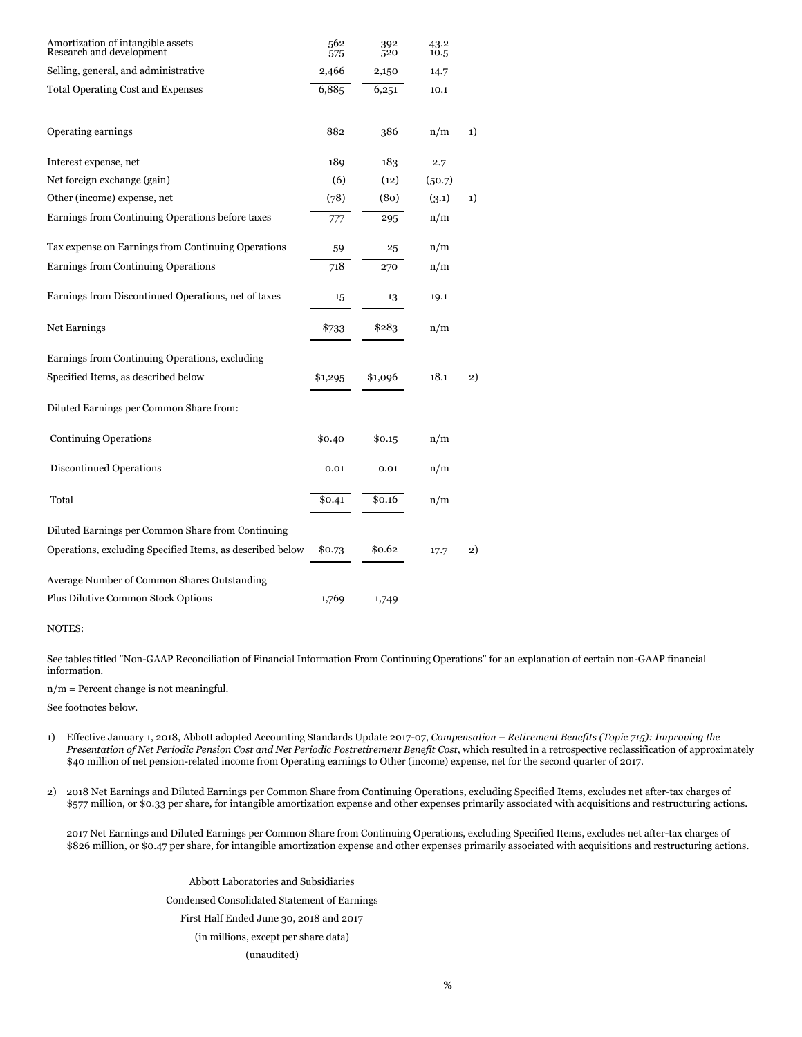| | | | | |
|---|---|---|---|---|
| Amortization of intangible assets | 562 | 392 | 43.2 | |
| Research and development | 575 | 520 | 10.5 | |
| Selling, general, and administrative | 2,466 | 2,150 | 14.7 | |
| Total Operating Cost and Expenses | 6,885 | 6,251 | 10.1 | |
| Operating earnings | 882 | 386 | n/m | 1) |
| Interest expense, net | 189 | 183 | 2.7 | |
| Net foreign exchange (gain) | (6) | (12) | (50.7) | |
| Other (income) expense, net | (78) | (80) | (3.1) | 1) |
| Earnings from Continuing Operations before taxes | 777 | 295 | n/m | |
| Tax expense on Earnings from Continuing Operations | 59 | 25 | n/m | |
| Earnings from Continuing Operations | 718 | 270 | n/m | |
| Earnings from Discontinued Operations, net of taxes | 15 | 13 | 19.1 | |
| Net Earnings | $733 | $283 | n/m | |
| Earnings from Continuing Operations, excluding Specified Items, as described below | $1,295 | $1,096 | 18.1 | 2) |
| Diluted Earnings per Common Share from: | | | | |
| Continuing Operations | $0.40 | $0.15 | n/m | |
| Discontinued Operations | 0.01 | 0.01 | n/m | |
| Total | $0.41 | $0.16 | n/m | |
| Diluted Earnings per Common Share from Continuing Operations, excluding Specified Items, as described below | $0.73 | $0.62 | 17.7 | 2) |
| Average Number of Common Shares Outstanding Plus Dilutive Common Stock Options | 1,769 | 1,749 | | |

NOTES:

See tables titled "Non-GAAP Reconciliation of Financial Information From Continuing Operations" for an explanation of certain non-GAAP financial information.

n/m = Percent change is not meaningful.

See footnotes below.

1) Effective January 1, 2018, Abbott adopted Accounting Standards Update 2017-07, *Compensation – Retirement Benefits (Topic 715): Improving the Presentation of Net Periodic Pension Cost and Net Periodic Postretirement Benefit Cost*, which resulted in a retrospective reclassification of approximately $40 million of net pension-related income from Operating earnings to Other (income) expense, net for the second quarter of 2017.

2) 2018 Net Earnings and Diluted Earnings per Common Share from Continuing Operations, excluding Specified Items, excludes net after-tax charges of $577 million, or $0.33 per share, for intangible amortization expense and other expenses primarily associated with acquisitions and restructuring actions.

2017 Net Earnings and Diluted Earnings per Common Share from Continuing Operations, excluding Specified Items, excludes net after-tax charges of $826 million, or $0.47 per share, for intangible amortization expense and other expenses primarily associated with acquisitions and restructuring actions.

Abbott Laboratories and Subsidiaries

Condensed Consolidated Statement of Earnings

First Half Ended June 30, 2018 and 2017

(in millions, except per share data)

(unaudited)

%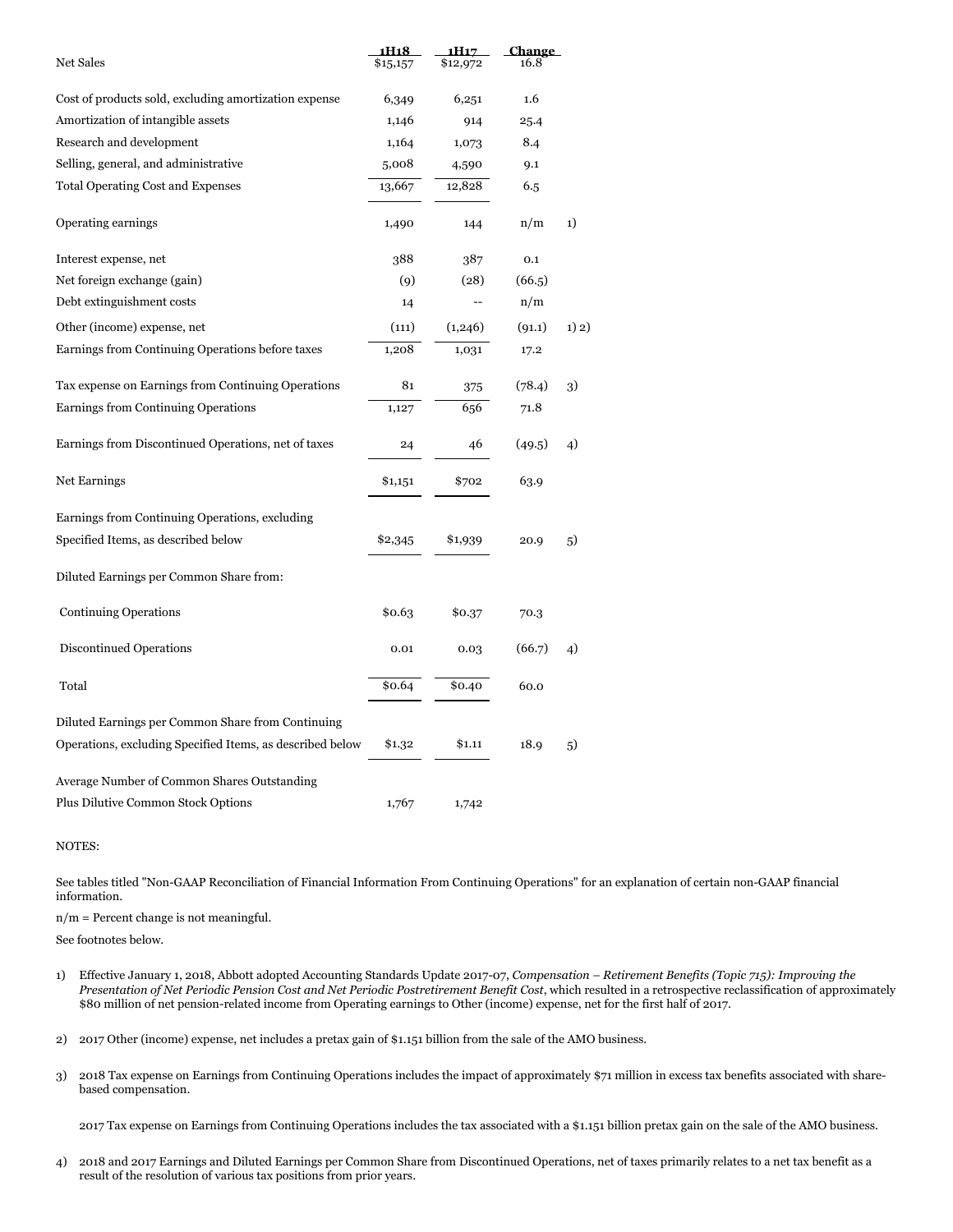| | 1H18 | 1H17 | Change | |
|---|---|---|---|---|
| Net Sales | $15,157 | $12,972 | 16.8 | |
| Cost of products sold, excluding amortization expense | 6,349 | 6,251 | 1.6 | |
| Amortization of intangible assets | 1,146 | 914 | 25.4 | |
| Research and development | 1,164 | 1,073 | 8.4 | |
| Selling, general, and administrative | 5,008 | 4,590 | 9.1 | |
| Total Operating Cost and Expenses | 13,667 | 12,828 | 6.5 | |
| Operating earnings | 1,490 | 144 | n/m | 1) |
| Interest expense, net | 388 | 387 | 0.1 | |
| Net foreign exchange (gain) | (9) | (28) | (66.5) | |
| Debt extinguishment costs | 14 | -- | n/m | |
| Other (income) expense, net | (111) | (1,246) | (91.1) | 1) 2) |
| Earnings from Continuing Operations before taxes | 1,208 | 1,031 | 17.2 | |
| Tax expense on Earnings from Continuing Operations | 81 | 375 | (78.4) | 3) |
| Earnings from Continuing Operations | 1,127 | 656 | 71.8 | |
| Earnings from Discontinued Operations, net of taxes | 24 | 46 | (49.5) | 4) |
| Net Earnings | $1,151 | $702 | 63.9 | |
| Earnings from Continuing Operations, excluding Specified Items, as described below | $2,345 | $1,939 | 20.9 | 5) |
| Diluted Earnings per Common Share from: | | | | |
| Continuing Operations | $0.63 | $0.37 | 70.3 | |
| Discontinued Operations | 0.01 | 0.03 | (66.7) | 4) |
| Total | $0.64 | $0.40 | 60.0 | |
| Diluted Earnings per Common Share from Continuing Operations, excluding Specified Items, as described below | $1.32 | $1.11 | 18.9 | 5) |
| Average Number of Common Shares Outstanding Plus Dilutive Common Stock Options | 1,767 | 1,742 | | |

NOTES:

See tables titled "Non-GAAP Reconciliation of Financial Information From Continuing Operations" for an explanation of certain non-GAAP financial information.

n/m = Percent change is not meaningful.

See footnotes below.

1) Effective January 1, 2018, Abbott adopted Accounting Standards Update 2017-07, *Compensation – Retirement Benefits (Topic 715): Improving the Presentation of Net Periodic Pension Cost and Net Periodic Postretirement Benefit Cost*, which resulted in a retrospective reclassification of approximately $80 million of net pension-related income from Operating earnings to Other (income) expense, net for the first half of 2017.

2) 2017 Other (income) expense, net includes a pretax gain of $1.151 billion from the sale of the AMO business.

3) 2018 Tax expense on Earnings from Continuing Operations includes the impact of approximately $71 million in excess tax benefits associated with share-based compensation.

   2017 Tax expense on Earnings from Continuing Operations includes the tax associated with a $1.151 billion pretax gain on the sale of the AMO business.

4) 2018 and 2017 Earnings and Diluted Earnings per Common Share from Discontinued Operations, net of taxes primarily relates to a net tax benefit as a result of the resolution of various tax positions from prior years.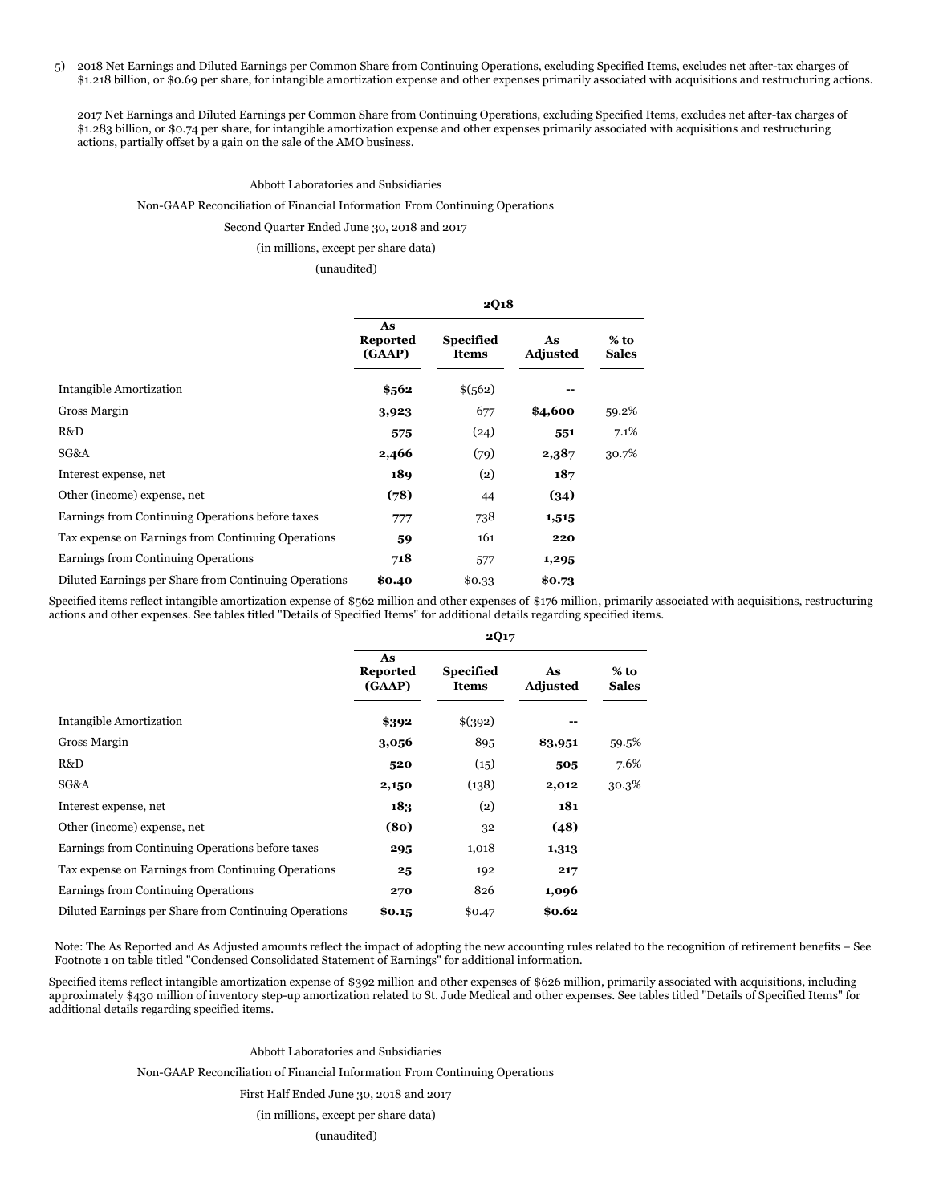5) 2018 Net Earnings and Diluted Earnings per Common Share from Continuing Operations, excluding Specified Items, excludes net after-tax charges of $1.218 billion, or $0.69 per share, for intangible amortization expense and other expenses primarily associated with acquisitions and restructuring actions.

2017 Net Earnings and Diluted Earnings per Common Share from Continuing Operations, excluding Specified Items, excludes net after-tax charges of $1.283 billion, or $0.74 per share, for intangible amortization expense and other expenses primarily associated with acquisitions and restructuring actions, partially offset by a gain on the sale of the AMO business.

Abbott Laboratories and Subsidiaries

Non-GAAP Reconciliation of Financial Information From Continuing Operations

Second Quarter Ended June 30, 2018 and 2017

(in millions, except per share data)

(unaudited)

| | 2Q18 | | | |
|---|---|---|---|---|
| | **As Reported (GAAP)** | **Specified Items** | **As Adjusted** | **% to Sales** |
| Intangible Amortization | **$562** | $(562) | -- | |
| Gross Margin | **3,923** | 677 | **$4,600** | 59.2% |
| R&D | **575** | (24) | **551** | 7.1% |
| SG&A | **2,466** | (79) | **2,387** | 30.7% |
| Interest expense, net | **189** | (2) | **187** | |
| Other (income) expense, net | **(78)** | 44 | **(34)** | |
| Earnings from Continuing Operations before taxes | **777** | 738 | **1,515** | |
| Tax expense on Earnings from Continuing Operations | **59** | 161 | **220** | |
| Earnings from Continuing Operations | **718** | 577 | **1,295** | |
| Diluted Earnings per Share from Continuing Operations | **$0.40** | $0.33 | **$0.73** | |

Specified items reflect intangible amortization expense of $562 million and other expenses of $176 million, primarily associated with acquisitions, restructuring actions and other expenses. See tables titled "Details of Specified Items" for additional details regarding specified items.

| | 2Q17 | | | |
|---|---|---|---|---|
| | **As Reported (GAAP)** | **Specified Items** | **As Adjusted** | **% to Sales** |
| Intangible Amortization | **$392** | $(392) | -- | |
| Gross Margin | **3,056** | 895 | **$3,951** | 59.5% |
| R&D | **520** | (15) | **505** | 7.6% |
| SG&A | **2,150** | (138) | **2,012** | 30.3% |
| Interest expense, net | **183** | (2) | **181** | |
| Other (income) expense, net | **(80)** | 32 | **(48)** | |
| Earnings from Continuing Operations before taxes | **295** | 1,018 | **1,313** | |
| Tax expense on Earnings from Continuing Operations | **25** | 192 | **217** | |
| Earnings from Continuing Operations | **270** | 826 | **1,096** | |
| Diluted Earnings per Share from Continuing Operations | **$0.15** | $0.47 | **$0.62** | |

Note: The As Reported and As Adjusted amounts reflect the impact of adopting the new accounting rules related to the recognition of retirement benefits – See Footnote 1 on table titled "Condensed Consolidated Statement of Earnings" for additional information.

Specified items reflect intangible amortization expense of $392 million and other expenses of $626 million, primarily associated with acquisitions, including approximately $430 million of inventory step-up amortization related to St. Jude Medical and other expenses. See tables titled "Details of Specified Items" for additional details regarding specified items.

Abbott Laboratories and Subsidiaries

Non-GAAP Reconciliation of Financial Information From Continuing Operations

First Half Ended June 30, 2018 and 2017

(in millions, except per share data)

(unaudited)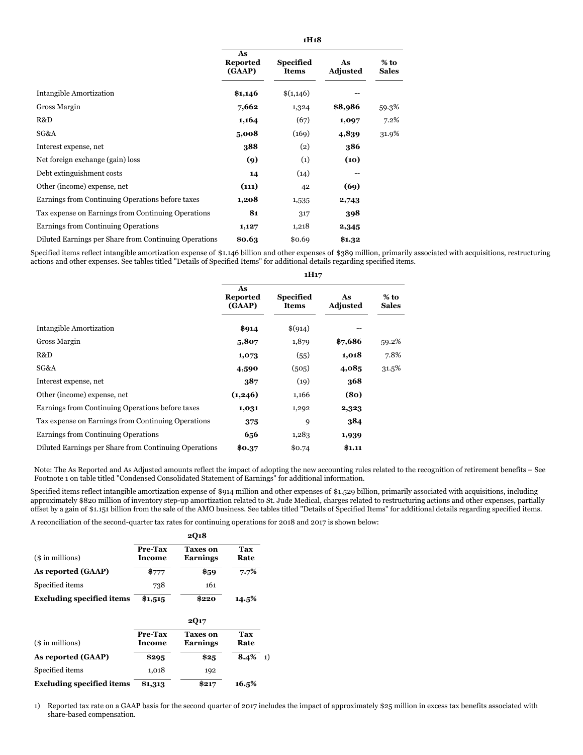| | 1H18 | | | |
|---|---|---|---|---|
| | **As Reported (GAAP)** | **Specified Items** | **As Adjusted** | **% to Sales** |
| Intangible Amortization | **$1,146** | $(1,146) | **--** | |
| Gross Margin | **7,662** | 1,324 | **$8,986** | 59.3% |
| R&D | **1,164** | (67) | **1,097** | 7.2% |
| SG&A | **5,008** | (169) | **4,839** | 31.9% |
| Interest expense, net | **388** | (2) | **386** | |
| Net foreign exchange (gain) loss | **(9)** | (1) | **(10)** | |
| Debt extinguishment costs | **14** | (14) | **--** | |
| Other (income) expense, net | **(111)** | 42 | **(69)** | |
| Earnings from Continuing Operations before taxes | **1,208** | 1,535 | **2,743** | |
| Tax expense on Earnings from Continuing Operations | **81** | 317 | **398** | |
| Earnings from Continuing Operations | **1,127** | 1,218 | **2,345** | |
| Diluted Earnings per Share from Continuing Operations | **$0.63** | $0.69 | **$1.32** | |

Specified items reflect intangible amortization expense of $1.146 billion and other expenses of $389 million, primarily associated with acquisitions, restructuring actions and other expenses. See tables titled "Details of Specified Items" for additional details regarding specified items.

| | 1H17 | | | |
|---|---|---|---|---|
| | **As Reported (GAAP)** | **Specified Items** | **As Adjusted** | **% to Sales** |
| Intangible Amortization | **$914** | $(914) | **--** | |
| Gross Margin | **5,807** | 1,879 | **$7,686** | 59.2% |
| R&D | **1,073** | (55) | **1,018** | 7.8% |
| SG&A | **4,590** | (505) | **4,085** | 31.5% |
| Interest expense, net | **387** | (19) | **368** | |
| Other (income) expense, net | **(1,246)** | 1,166 | **(80)** | |
| Earnings from Continuing Operations before taxes | **1,031** | 1,292 | **2,323** | |
| Tax expense on Earnings from Continuing Operations | **375** | 9 | **384** | |
| Earnings from Continuing Operations | **656** | 1,283 | **1,939** | |
| Diluted Earnings per Share from Continuing Operations | **$0.37** | $0.74 | **$1.11** | |

Note: The As Reported and As Adjusted amounts reflect the impact of adopting the new accounting rules related to the recognition of retirement benefits – See Footnote 1 on table titled "Condensed Consolidated Statement of Earnings" for additional information.

Specified items reflect intangible amortization expense of $914 million and other expenses of $1.529 billion, primarily associated with acquisitions, including approximately $820 million of inventory step-up amortization related to St. Jude Medical, charges related to restructuring actions and other expenses, partially offset by a gain of $1.151 billion from the sale of the AMO business. See tables titled "Details of Specified Items" for additional details regarding specified items.

A reconciliation of the second-quarter tax rates for continuing operations for 2018 and 2017 is shown below:

| | 2Q18 | | |
|---|---|---|---|
| ($ in millions) | **Pre-Tax Income** | **Taxes on Earnings** | **Tax Rate** |
| **As reported (GAAP)** | **$777** | **$59** | **7.7%** |
| Specified items | 738 | 161 | |
| **Excluding specified items** | **$1,515** | **$220** | **14.5%** |

| | 2Q17 | | |
|---|---|---|---|
| ($ in millions) | **Pre-Tax Income** | **Taxes on Earnings** | **Tax Rate** |
| **As reported (GAAP)** | **$295** | **$25** | **8.4%** 1) |
| Specified items | 1,018 | 192 | |
| **Excluding specified items** | **$1,313** | **$217** | **16.5%** |

1) Reported tax rate on a GAAP basis for the second quarter of 2017 includes the impact of approximately $25 million in excess tax benefits associated with share-based compensation.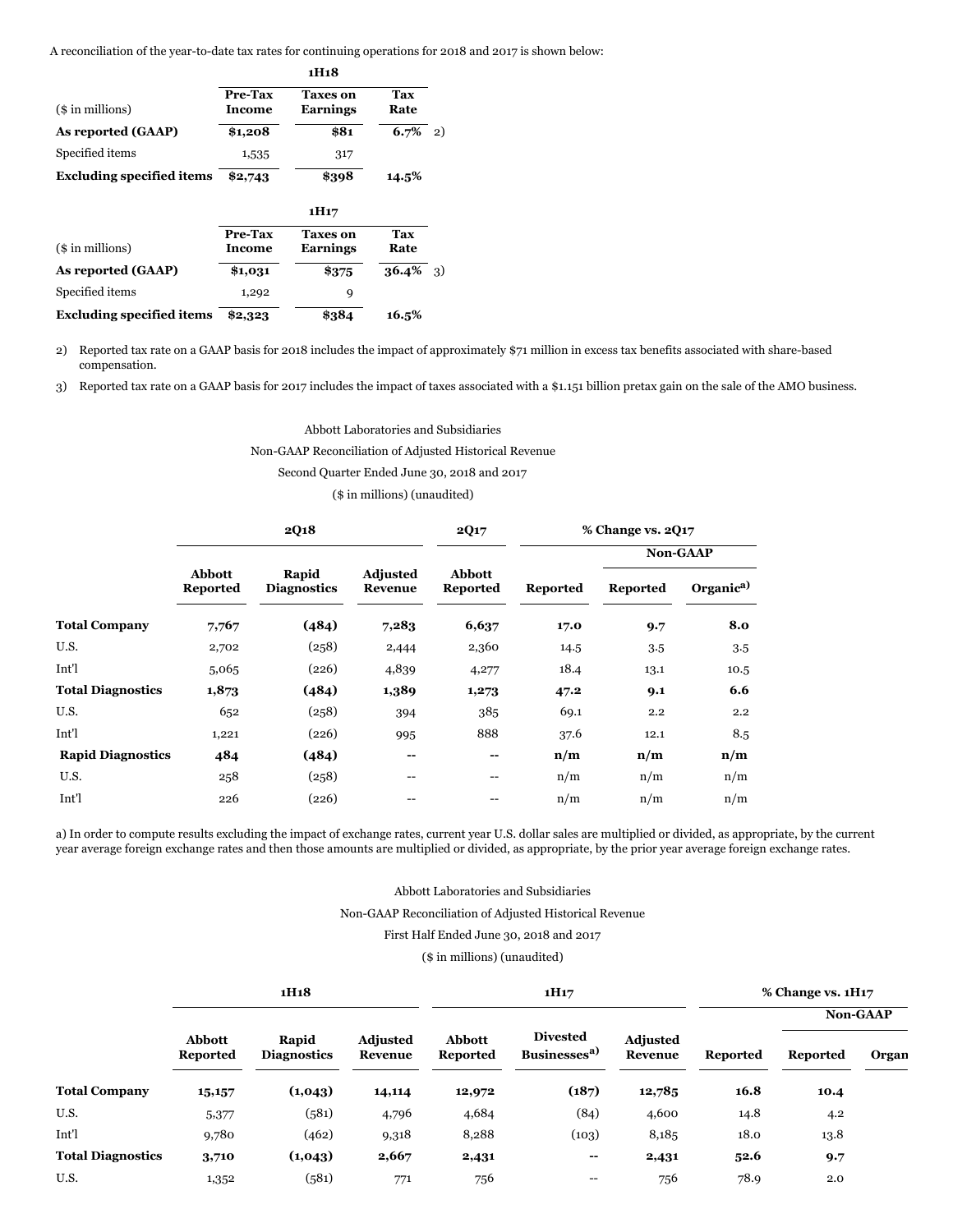A reconciliation of the year-to-date tax rates for continuing operations for 2018 and 2017 is shown below:

| | 1H18 | | |
|---|---|---|---|
| ($ in millions) | Pre-Tax Income | Taxes on Earnings | Tax Rate |
| **As reported (GAAP)** | **$1,208** | **$81** | **6.7%** 2) |
| Specified items | 1,535 | 317 | |
| **Excluding specified items** | **$2,743** | **$398** | **14.5%** |

| | 1H17 | | |
|---|---|---|---|
| ($ in millions) | Pre-Tax Income | Taxes on Earnings | Tax Rate |
| **As reported (GAAP)** | **$1,031** | **$375** | **36.4%** 3) |
| Specified items | 1,292 | 9 | |
| **Excluding specified items** | **$2,323** | **$384** | **16.5%** |

2) Reported tax rate on a GAAP basis for 2018 includes the impact of approximately $71 million in excess tax benefits associated with share-based compensation.

3) Reported tax rate on a GAAP basis for 2017 includes the impact of taxes associated with a $1.151 billion pretax gain on the sale of the AMO business.

Abbott Laboratories and Subsidiaries

Non-GAAP Reconciliation of Adjusted Historical Revenue

Second Quarter Ended June 30, 2018 and 2017

($ in millions) (unaudited)

| | 2Q18 | | | 2Q17 | % Change vs. 2Q17 | | |
|---|---|---|---|---|---|---|---|
| | | | | | | Non-GAAP | |
| | Abbott Reported | Rapid Diagnostics | Adjusted Revenue | Abbott Reported | Reported | Reported | Organic[a)] |
| **Total Company** | **7,767** | **(484)** | **7,283** | **6,637** | **17.0** | **9.7** | **8.0** |
| U.S. | 2,702 | (258) | 2,444 | 2,360 | 14.5 | 3.5 | 3.5 |
| Int'l | 5,065 | (226) | 4,839 | 4,277 | 18.4 | 13.1 | 10.5 |
| **Total Diagnostics** | **1,873** | **(484)** | **1,389** | **1,273** | **47.2** | **9.1** | **6.6** |
| U.S. | 652 | (258) | 394 | 385 | 69.1 | 2.2 | 2.2 |
| Int'l | 1,221 | (226) | 995 | 888 | 37.6 | 12.1 | 8.5 |
| **Rapid Diagnostics** | **484** | **(484)** | **--** | **--** | **n/m** | **n/m** | **n/m** |
| U.S. | 258 | (258) | -- | -- | n/m | n/m | n/m |
| Int'l | 226 | (226) | -- | -- | n/m | n/m | n/m |

a) In order to compute results excluding the impact of exchange rates, current year U.S. dollar sales are multiplied or divided, as appropriate, by the current year average foreign exchange rates and then those amounts are multiplied or divided, as appropriate, by the prior year average foreign exchange rates.

Abbott Laboratories and Subsidiaries

Non-GAAP Reconciliation of Adjusted Historical Revenue

First Half Ended June 30, 2018 and 2017

($ in millions) (unaudited)

| | 1H18 | | | 1H17 | | | % Change vs. 1H17 | | |
|---|---|---|---|---|---|---|---|---|---|
| | | | | | | | | Non-GAAP | |
| | Abbott Reported | Rapid Diagnostics | Adjusted Revenue | Abbott Reported | Divested Businesses[a)] | Adjusted Revenue | Reported | Reported | Organ |
| **Total Company** | **15,157** | **(1,043)** | **14,114** | **12,972** | **(187)** | **12,785** | **16.8** | **10.4** | |
| U.S. | 5,377 | (581) | 4,796 | 4,684 | (84) | 4,600 | 14.8 | 4.2 | |
| Int'l | 9,780 | (462) | 9,318 | 8,288 | (103) | 8,185 | 18.0 | 13.8 | |
| **Total Diagnostics** | **3,710** | **(1,043)** | **2,667** | **2,431** | **--** | **2,431** | **52.6** | **9.7** | |
| U.S. | 1,352 | (581) | 771 | 756 | -- | 756 | 78.9 | 2.0 | |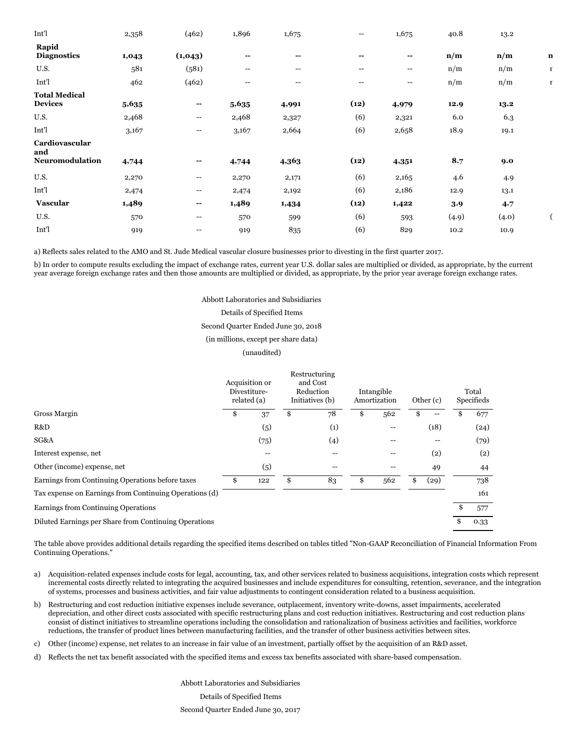| | | | | | | | | | |
|---|---|---|---|---|---|---|---|---|---|
| Int'l | 2,358 | (462) | 1,896 | 1,675 | -- | 1,675 | 40.8 | 13.2 | |
| **Rapid Diagnostics** | **1,043** | **(1,043)** | **--** | **--** | **--** | **--** | **n/m** | **n/m** | **n** |
| U.S. | 581 | (581) | -- | -- | -- | -- | n/m | n/m | r |
| Int'l | 462 | (462) | -- | -- | -- | -- | n/m | n/m | r |
| **Total Medical Devices** | **5,635** | **--** | **5,635** | **4,991** | **(12)** | **4,979** | **12.9** | **13.2** | |
| U.S. | 2,468 | -- | 2,468 | 2,327 | (6) | 2,321 | 6.0 | 6.3 | |
| Int'l | 3,167 | -- | 3,167 | 2,664 | (6) | 2,658 | 18.9 | 19.1 | |
| **Cardiovascular and Neuromodulation** | **4,744** | **--** | **4,744** | **4,363** | **(12)** | **4,351** | **8.7** | **9.0** | |
| U.S. | 2,270 | -- | 2,270 | 2,171 | (6) | 2,165 | 4.6 | 4.9 | |
| Int'l | 2,474 | -- | 2,474 | 2,192 | (6) | 2,186 | 12.9 | 13.1 | |
| **Vascular** | **1,489** | **--** | **1,489** | **1,434** | **(12)** | **1,422** | **3.9** | **4.7** | |
| U.S. | 570 | -- | 570 | 599 | (6) | 593 | (4.9) | (4.0) | ( |
| Int'l | 919 | -- | 919 | 835 | (6) | 829 | 10.2 | 10.9 | |

a) Reflects sales related to the AMO and St. Jude Medical vascular closure businesses prior to divesting in the first quarter 2017.

b) In order to compute results excluding the impact of exchange rates, current year U.S. dollar sales are multiplied or divided, as appropriate, by the current year average foreign exchange rates and then those amounts are multiplied or divided, as appropriate, by the prior year average foreign exchange rates.

Abbott Laboratories and Subsidiaries

Details of Specified Items

Second Quarter Ended June 30, 2018

(in millions, except per share data)

(unaudited)

| | Acquisition or Divestiture-related (a) | Restructuring and Cost Reduction Initiatives (b) | Intangible Amortization | Other (c) | Total Specifieds |
|---|---|---|---|---|---|
| Gross Margin | $ 37 | $ 78 | $ 562 | $ -- | $ 677 |
| R&D | (5) | (1) | -- | (18) | (24) |
| SG&A | (75) | (4) | -- | -- | (79) |
| Interest expense, net | -- | -- | -- | (2) | (2) |
| Other (income) expense, net | (5) | -- | -- | 49 | 44 |
| Earnings from Continuing Operations before taxes | $ 122 | $ 83 | $ 562 | $ (29) | 738 |
| Tax expense on Earnings from Continuing Operations (d) | | | | | 161 |
| Earnings from Continuing Operations | | | | | $ 577 |
| Diluted Earnings per Share from Continuing Operations | | | | | $ 0.33 |

The table above provides additional details regarding the specified items described on tables titled "Non-GAAP Reconciliation of Financial Information From Continuing Operations."

a) Acquisition-related expenses include costs for legal, accounting, tax, and other services related to business acquisitions, integration costs which represent incremental costs directly related to integrating the acquired businesses and include expenditures for consulting, retention, severance, and the integration of systems, processes and business activities, and fair value adjustments to contingent consideration related to a business acquisition.

b) Restructuring and cost reduction initiative expenses include severance, outplacement, inventory write-downs, asset impairments, accelerated depreciation, and other direct costs associated with specific restructuring plans and cost reduction initiatives. Restructuring and cost reduction plans consist of distinct initiatives to streamline operations including the consolidation and rationalization of business activities and facilities, workforce reductions, the transfer of product lines between manufacturing facilities, and the transfer of other business activities between sites.

c) Other (income) expense, net relates to an increase in fair value of an investment, partially offset by the acquisition of an R&D asset.

d) Reflects the net tax benefit associated with the specified items and excess tax benefits associated with share-based compensation.

Abbott Laboratories and Subsidiaries

Details of Specified Items

Second Quarter Ended June 30, 2017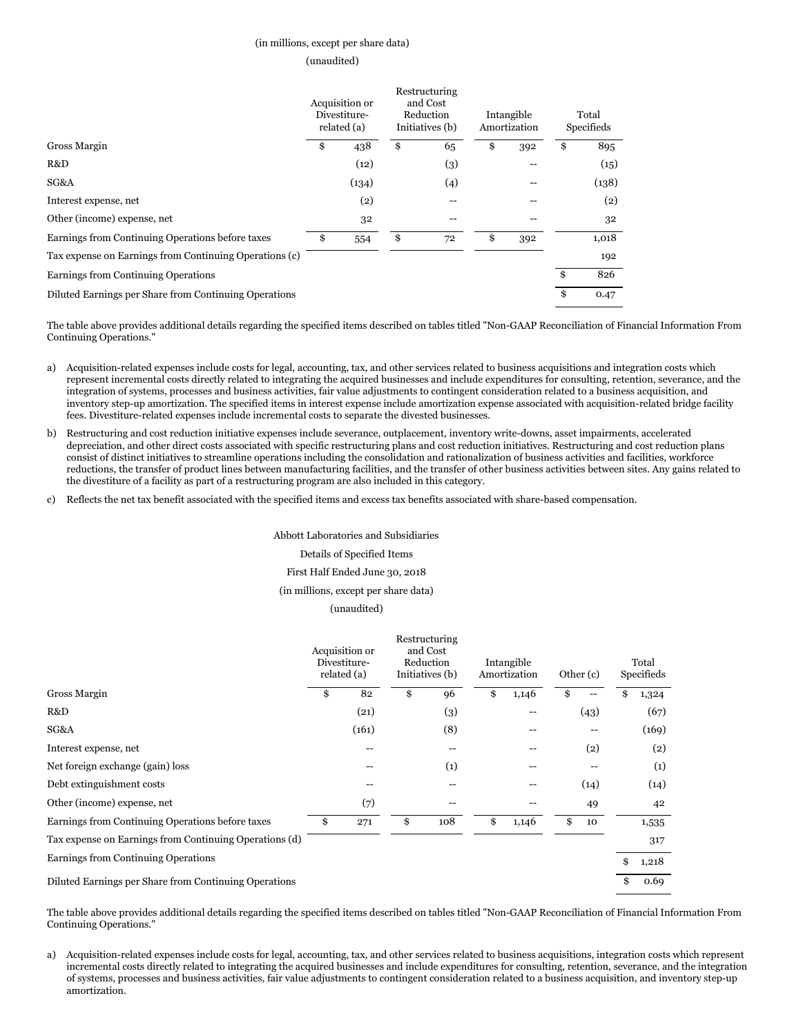(in millions, except per share data)

(unaudited)

| | Acquisition or Divestiture-related (a) | Restructuring and Cost Reduction Initiatives (b) | Intangible Amortization | Total Specifieds |
|---|---|---|---|---|
| Gross Margin | $ 438 | $ 65 | $ 392 | $ 895 |
| R&D | (12) | (3) | -- | (15) |
| SG&A | (134) | (4) | -- | (138) |
| Interest expense, net | (2) | -- | -- | (2) |
| Other (income) expense, net | 32 | -- | -- | 32 |
| Earnings from Continuing Operations before taxes | $ 554 | $ 72 | $ 392 | 1,018 |
| Tax expense on Earnings from Continuing Operations (c) | | | | 192 |
| Earnings from Continuing Operations | | | | $ 826 |
| Diluted Earnings per Share from Continuing Operations | | | | $ 0.47 |

The table above provides additional details regarding the specified items described on tables titled "Non-GAAP Reconciliation of Financial Information From Continuing Operations."

a) Acquisition-related expenses include costs for legal, accounting, tax, and other services related to business acquisitions and integration costs which represent incremental costs directly related to integrating the acquired businesses and include expenditures for consulting, retention, severance, and the integration of systems, processes and business activities, fair value adjustments to contingent consideration related to a business acquisition, and inventory step-up amortization. The specified items in interest expense include amortization expense associated with acquisition-related bridge facility fees. Divestiture-related expenses include incremental costs to separate the divested businesses.

b) Restructuring and cost reduction initiative expenses include severance, outplacement, inventory write-downs, asset impairments, accelerated depreciation, and other direct costs associated with specific restructuring plans and cost reduction initiatives. Restructuring and cost reduction plans consist of distinct initiatives to streamline operations including the consolidation and rationalization of business activities and facilities, workforce reductions, the transfer of product lines between manufacturing facilities, and the transfer of other business activities between sites. Any gains related to the divestiture of a facility as part of a restructuring program are also included in this category.

c) Reflects the net tax benefit associated with the specified items and excess tax benefits associated with share-based compensation.

Abbott Laboratories and Subsidiaries

Details of Specified Items

First Half Ended June 30, 2018

(in millions, except per share data)

(unaudited)

| | Acquisition or Divestiture-related (a) | Restructuring and Cost Reduction Initiatives (b) | Intangible Amortization | Other (c) | Total Specifieds |
|---|---|---|---|---|---|
| Gross Margin | $ 82 | $ 96 | $ 1,146 | $ -- | $ 1,324 |
| R&D | (21) | (3) | -- | (43) | (67) |
| SG&A | (161) | (8) | -- | -- | (169) |
| Interest expense, net | -- | -- | -- | (2) | (2) |
| Net foreign exchange (gain) loss | -- | (1) | -- | -- | (1) |
| Debt extinguishment costs | -- | -- | -- | (14) | (14) |
| Other (income) expense, net | (7) | -- | -- | 49 | 42 |
| Earnings from Continuing Operations before taxes | $ 271 | $ 108 | $ 1,146 | $ 10 | 1,535 |
| Tax expense on Earnings from Continuing Operations (d) | | | | | 317 |
| Earnings from Continuing Operations | | | | | $ 1,218 |
| Diluted Earnings per Share from Continuing Operations | | | | | $ 0.69 |

The table above provides additional details regarding the specified items described on tables titled "Non-GAAP Reconciliation of Financial Information From Continuing Operations."

a) Acquisition-related expenses include costs for legal, accounting, tax, and other services related to business acquisitions, integration costs which represent incremental costs directly related to integrating the acquired businesses and include expenditures for consulting, retention, severance, and the integration of systems, processes and business activities, fair value adjustments to contingent consideration related to a business acquisition, and inventory step-up amortization.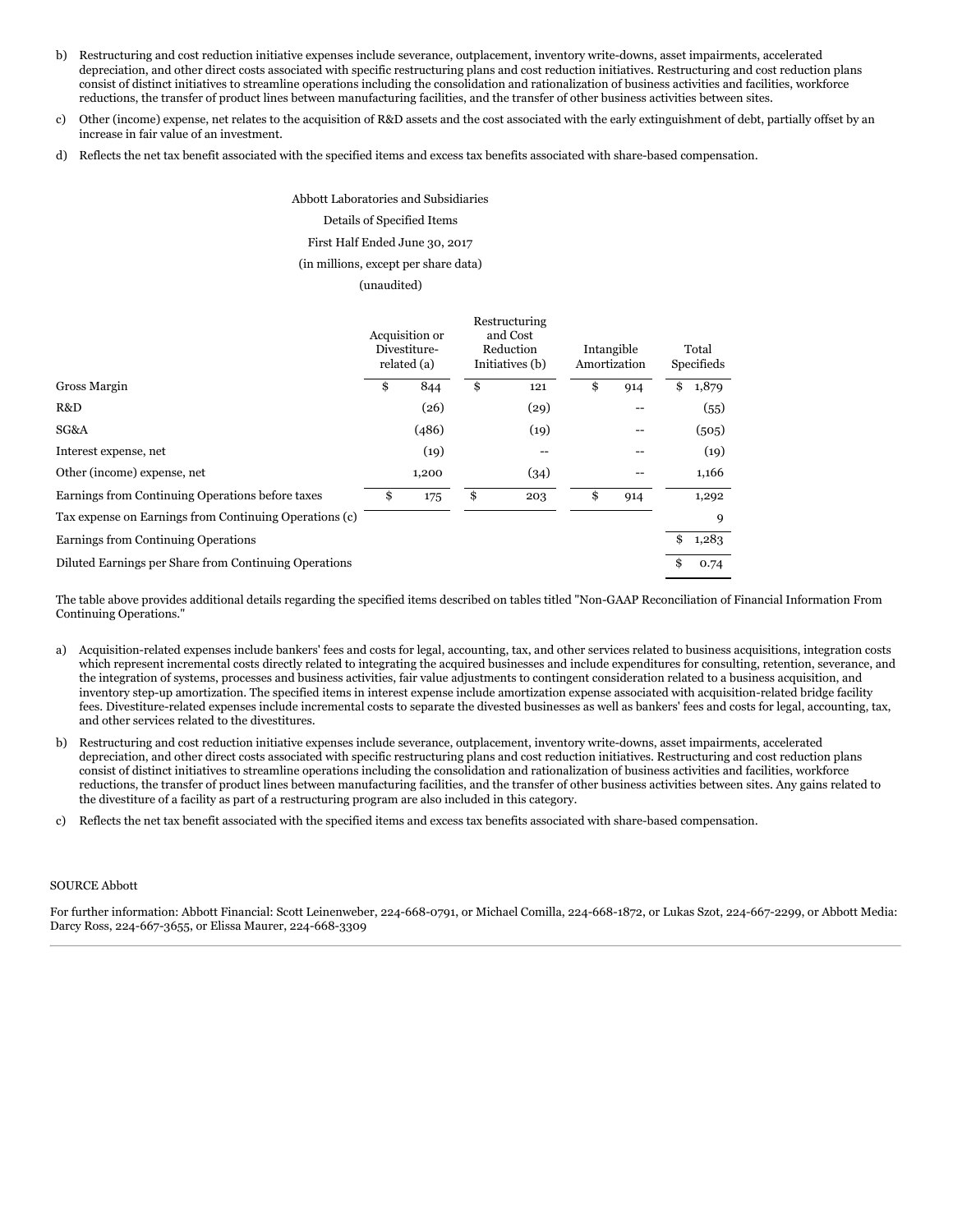b) Restructuring and cost reduction initiative expenses include severance, outplacement, inventory write-downs, asset impairments, accelerated depreciation, and other direct costs associated with specific restructuring plans and cost reduction initiatives. Restructuring and cost reduction plans consist of distinct initiatives to streamline operations including the consolidation and rationalization of business activities and facilities, workforce reductions, the transfer of product lines between manufacturing facilities, and the transfer of other business activities between sites.

c) Other (income) expense, net relates to the acquisition of R&D assets and the cost associated with the early extinguishment of debt, partially offset by an increase in fair value of an investment.

d) Reflects the net tax benefit associated with the specified items and excess tax benefits associated with share-based compensation.

Abbott Laboratories and Subsidiaries

Details of Specified Items

First Half Ended June 30, 2017

(in millions, except per share data)

(unaudited)

| | Acquisition or Divestiture-related (a) | Restructuring and Cost Reduction Initiatives (b) | Intangible Amortization | Total Specifieds |
|---|---|---|---|---|
| Gross Margin | $ 844 | $ 121 | $ 914 | $ 1,879 |
| R&D | (26) | (29) | -- | (55) |
| SG&A | (486) | (19) | -- | (505) |
| Interest expense, net | (19) | -- | -- | (19) |
| Other (income) expense, net | 1,200 | (34) | -- | 1,166 |
| Earnings from Continuing Operations before taxes | $ 175 | $ 203 | $ 914 | 1,292 |
| Tax expense on Earnings from Continuing Operations (c) | | | | 9 |
| Earnings from Continuing Operations | | | | $ 1,283 |
| Diluted Earnings per Share from Continuing Operations | | | | $ 0.74 |

The table above provides additional details regarding the specified items described on tables titled "Non-GAAP Reconciliation of Financial Information From Continuing Operations."

a) Acquisition-related expenses include bankers' fees and costs for legal, accounting, tax, and other services related to business acquisitions, integration costs which represent incremental costs directly related to integrating the acquired businesses and include expenditures for consulting, retention, severance, and the integration of systems, processes and business activities, fair value adjustments to contingent consideration related to a business acquisition, and inventory step-up amortization. The specified items in interest expense include amortization expense associated with acquisition-related bridge facility fees. Divestiture-related expenses include incremental costs to separate the divested businesses as well as bankers' fees and costs for legal, accounting, tax, and other services related to the divestitures.

b) Restructuring and cost reduction initiative expenses include severance, outplacement, inventory write-downs, asset impairments, accelerated depreciation, and other direct costs associated with specific restructuring plans and cost reduction initiatives. Restructuring and cost reduction plans consist of distinct initiatives to streamline operations including the consolidation and rationalization of business activities and facilities, workforce reductions, the transfer of product lines between manufacturing facilities, and the transfer of other business activities between sites. Any gains related to the divestiture of a facility as part of a restructuring program are also included in this category.

c) Reflects the net tax benefit associated with the specified items and excess tax benefits associated with share-based compensation.

SOURCE Abbott

For further information: Abbott Financial: Scott Leinenweber, 224-668-0791, or Michael Comilla, 224-668-1872, or Lukas Szot, 224-667-2299, or Abbott Media: Darcy Ross, 224-667-3655, or Elissa Maurer, 224-668-3309